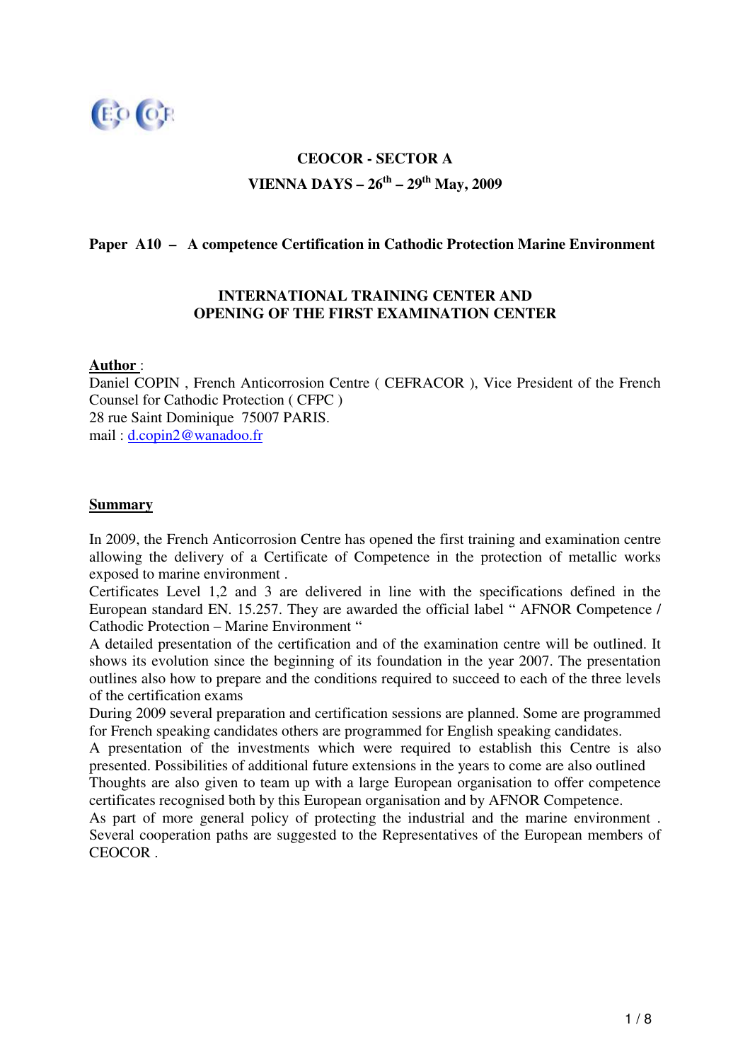**CEOCOR - SECTOR A**

**VIENNA DAYS – 26th – 29th May, 2009**

**Paper A10 – A competence Certification in Cathodic Protection Marine Environment**

**INTERNATIONAL TRAINING CENTER AND OPENING OF THE FIRST EXAMINATION CENTER**

**Author** :
Daniel COPIN , French Anticorrosion Centre ( CEFRACOR ), Vice President of the French Counsel for Cathodic Protection ( CFPC )
28 rue Saint Dominique 75007 PARIS.
mail : d.copin2@wanadoo.fr

**Summary**

In 2009, the French Anticorrosion Centre has opened the first training and examination centre allowing the delivery of a Certificate of Competence in the protection of metallic works exposed to marine environment .
Certificates Level 1,2 and 3 are delivered in line with the specifications defined in the European standard EN. 15.257. They are awarded the official label " AFNOR Competence / Cathodic Protection – Marine Environment "
A detailed presentation of the certification and of the examination centre will be outlined. It shows its evolution since the beginning of its foundation in the year 2007. The presentation outlines also how to prepare and the conditions required to succeed to each of the three levels of the certification exams
During 2009 several preparation and certification sessions are planned. Some are programmed for French speaking candidates others are programmed for English speaking candidates.
A presentation of the investments which were required to establish this Centre is also presented. Possibilities of additional future extensions in the years to come are also outlined
Thoughts are also given to team up with a large European organisation to offer competence certificates recognised both by this European organisation and by AFNOR Competence.
As part of more general policy of protecting the industrial and the marine environment . Several cooperation paths are suggested to the Representatives of the European members of CEOCOR .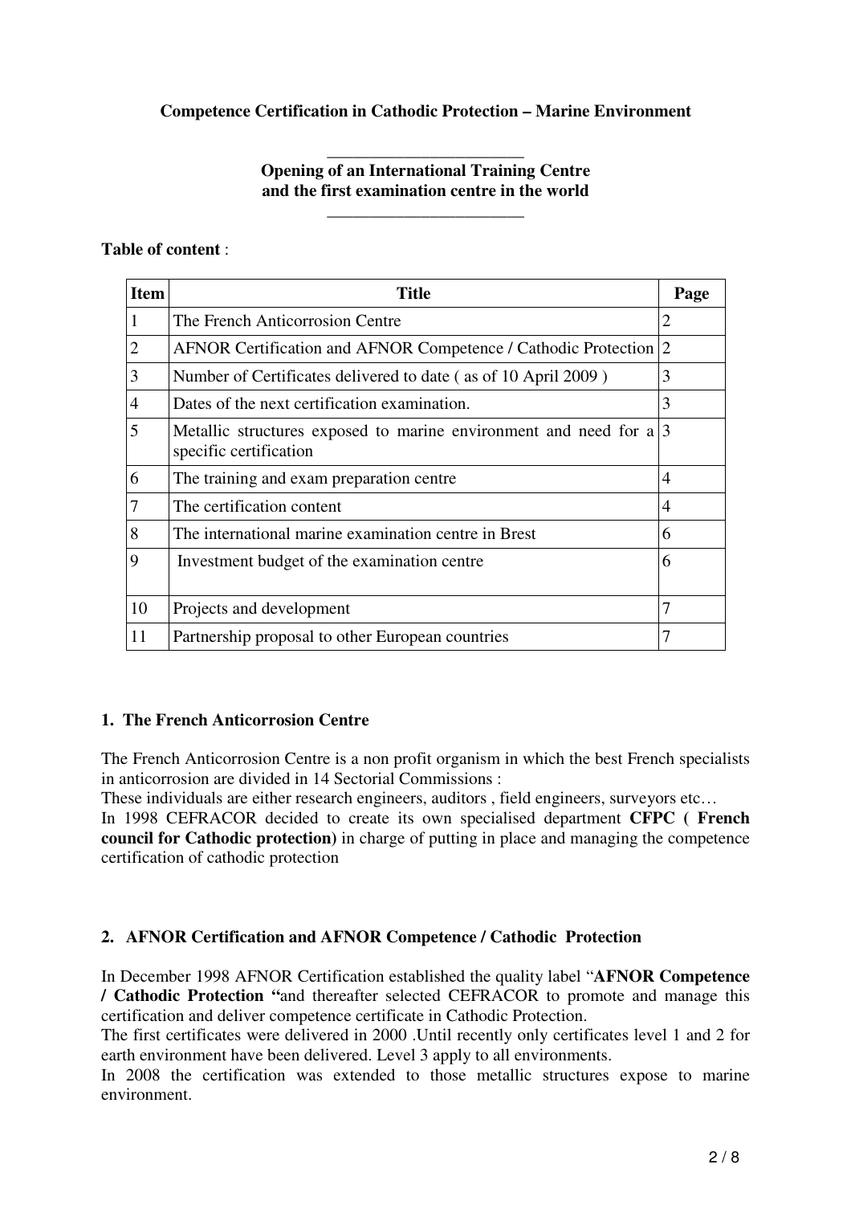**Competence Certification in Cathodic Protection – Marine Environment**

---

**Opening of an International Training Centre and the first examination centre in the world**

---

**Table of content** :

| Item | Title | Page |
|---|---|---|
| 1 | The French Anticorrosion Centre | 2 |
| 2 | AFNOR Certification and AFNOR Competence / Cathodic Protection | 2 |
| 3 | Number of Certificates delivered to date ( as of 10 April 2009 ) | 3 |
| 4 | Dates of the next certification examination. | 3 |
| 5 | Metallic structures exposed to marine environment and need for a specific certification | 3 |
| 6 | The training and exam preparation centre | 4 |
| 7 | The certification content | 4 |
| 8 | The international marine examination centre in Brest | 6 |
| 9 | Investment budget of the examination centre | 6 |
| 10 | Projects and development | 7 |
| 11 | Partnership proposal to other European countries | 7 |

## 1. The French Anticorrosion Centre

The French Anticorrosion Centre is a non profit organism in which the best French specialists in anticorrosion are divided in 14 Sectorial Commissions :

These individuals are either research engineers, auditors , field engineers, surveyors etc…

In 1998 CEFRACOR decided to create its own specialised department **CFPC ( French council for Cathodic protection)** in charge of putting in place and managing the competence certification of cathodic protection

## 2. AFNOR Certification and AFNOR Competence / Cathodic Protection

In December 1998 AFNOR Certification established the quality label "**AFNOR Competence / Cathodic Protection "**and thereafter selected CEFRACOR to promote and manage this certification and deliver competence certificate in Cathodic Protection.

The first certificates were delivered in 2000 .Until recently only certificates level 1 and 2 for earth environment have been delivered. Level 3 apply to all environments.

In 2008 the certification was extended to those metallic structures expose to marine environment.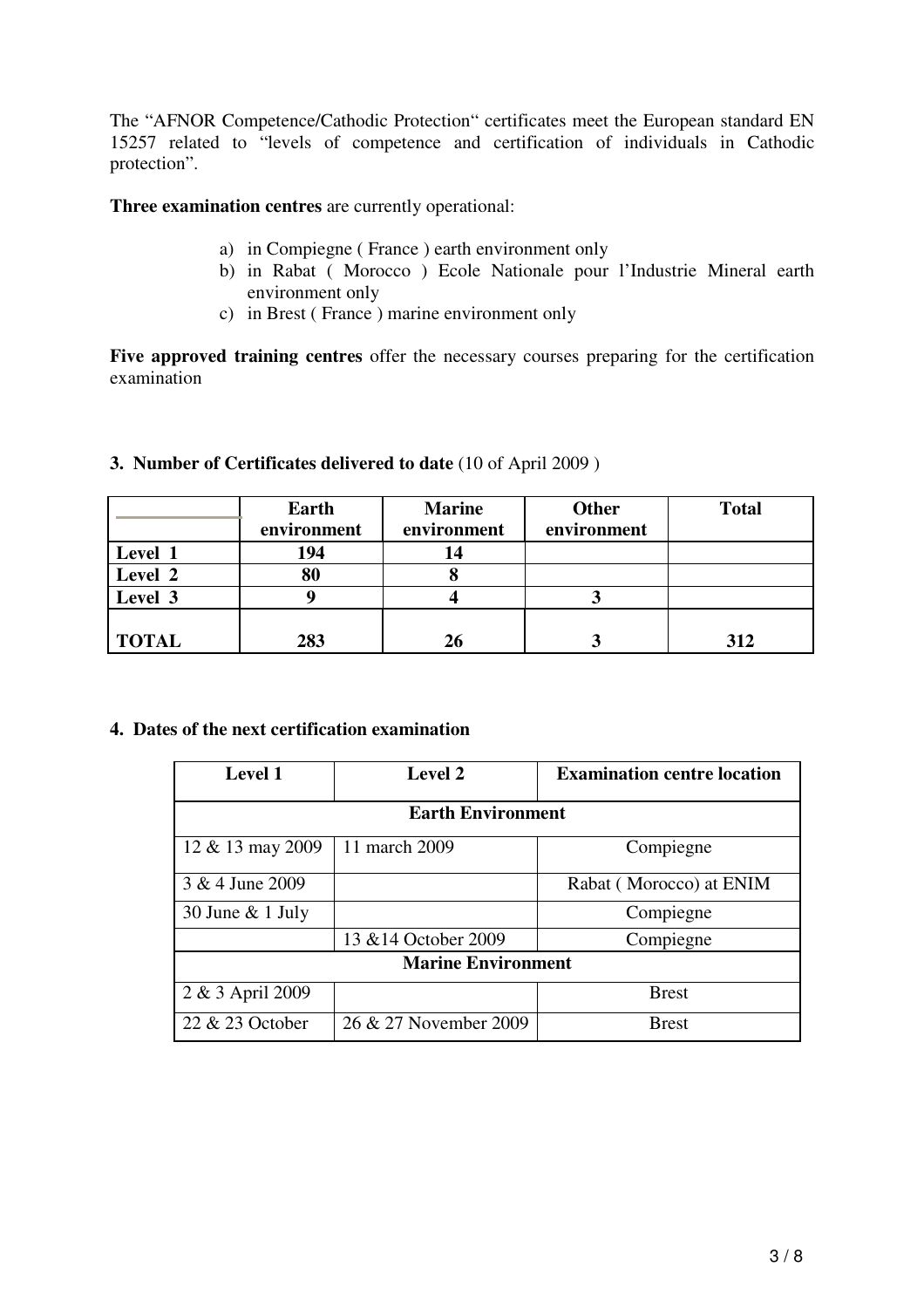The “AFNOR Competence/Cathodic Protection“ certificates meet the European standard EN 15257 related to “levels of competence and certification of individuals in Cathodic protection”.

**Three examination centres** are currently operational:

a) in Compiegne ( France ) earth environment only
b) in Rabat ( Morocco ) Ecole Nationale pour l’Industrie Mineral earth environment only
c) in Brest ( France ) marine environment only

**Five approved training centres** offer the necessary courses preparing for the certification examination

### 3. Number of Certificates delivered to date (10 of April 2009 )

| | Earth environment | Marine environment | Other environment | Total |
|---|---|---|---|---|
| **Level 1** | **194** | **14** | | |
| **Level 2** | **80** | **8** | | |
| **Level 3** | **9** | **4** | **3** | |
| **TOTAL** | **283** | **26** | **3** | **312** |

### 4. Dates of the next certification examination

| Level 1 | Level 2 | Examination centre location |
|---|---|---|
| **Earth Environment** | | |
| 12 & 13 may 2009 | 11 march 2009 | Compiegne |
| 3 & 4 June 2009 | | Rabat ( Morocco) at ENIM |
| 30 June & 1 July | | Compiegne |
| | 13 &14 October 2009 | Compiegne |
| **Marine Environment** | | |
| 2 & 3 April 2009 | | Brest |
| 22 & 23 October | 26 & 27 November 2009 | Brest |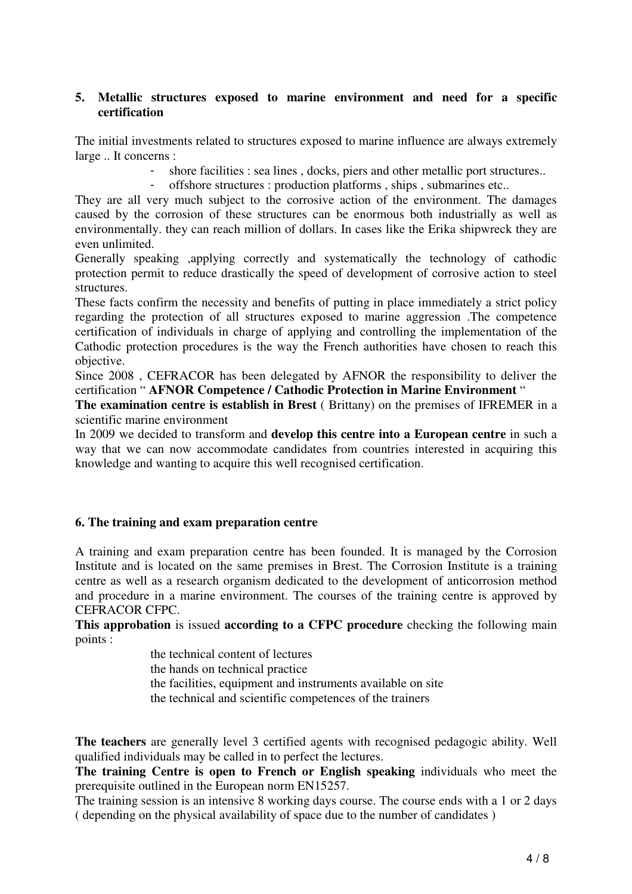## 5. Metallic structures exposed to marine environment and need for a specific certification

The initial investments related to structures exposed to marine influence are always extremely large .. It concerns :

- shore facilities : sea lines , docks, piers and other metallic port structures..
- offshore structures : production platforms , ships , submarines etc..

They are all very much subject to the corrosive action of the environment. The damages caused by the corrosion of these structures can be enormous both industrially as well as environmentally. they can reach million of dollars. In cases like the Erika shipwreck they are even unlimited.

Generally speaking ,applying correctly and systematically the technology of cathodic protection permit to reduce drastically the speed of development of corrosive action to steel structures.

These facts confirm the necessity and benefits of putting in place immediately a strict policy regarding the protection of all structures exposed to marine aggression .The competence certification of individuals in charge of applying and controlling the implementation of the Cathodic protection procedures is the way the French authorities have chosen to reach this objective.

Since 2008 , CEFRACOR has been delegated by AFNOR the responsibility to deliver the certification " **AFNOR Competence / Cathodic Protection in Marine Environment** "

**The examination centre is establish in Brest** ( Brittany) on the premises of IFREMER in a scientific marine environment

In 2009 we decided to transform and **develop this centre into a European centre** in such a way that we can now accommodate candidates from countries interested in acquiring this knowledge and wanting to acquire this well recognised certification.

## 6. The training and exam preparation centre

A training and exam preparation centre has been founded. It is managed by the Corrosion Institute and is located on the same premises in Brest. The Corrosion Institute is a training centre as well as a research organism dedicated to the development of anticorrosion method and procedure in a marine environment. The courses of the training centre is approved by CEFRACOR CFPC.

**This approbation** is issued **according to a CFPC procedure** checking the following main points :

the technical content of lectures
the hands on technical practice
the facilities, equipment and instruments available on site
the technical and scientific competences of the trainers

**The teachers** are generally level 3 certified agents with recognised pedagogic ability. Well qualified individuals may be called in to perfect the lectures.

**The training Centre is open to French or English speaking** individuals who meet the prerequisite outlined in the European norm EN15257.

The training session is an intensive 8 working days course. The course ends with a 1 or 2 days ( depending on the physical availability of space due to the number of candidates )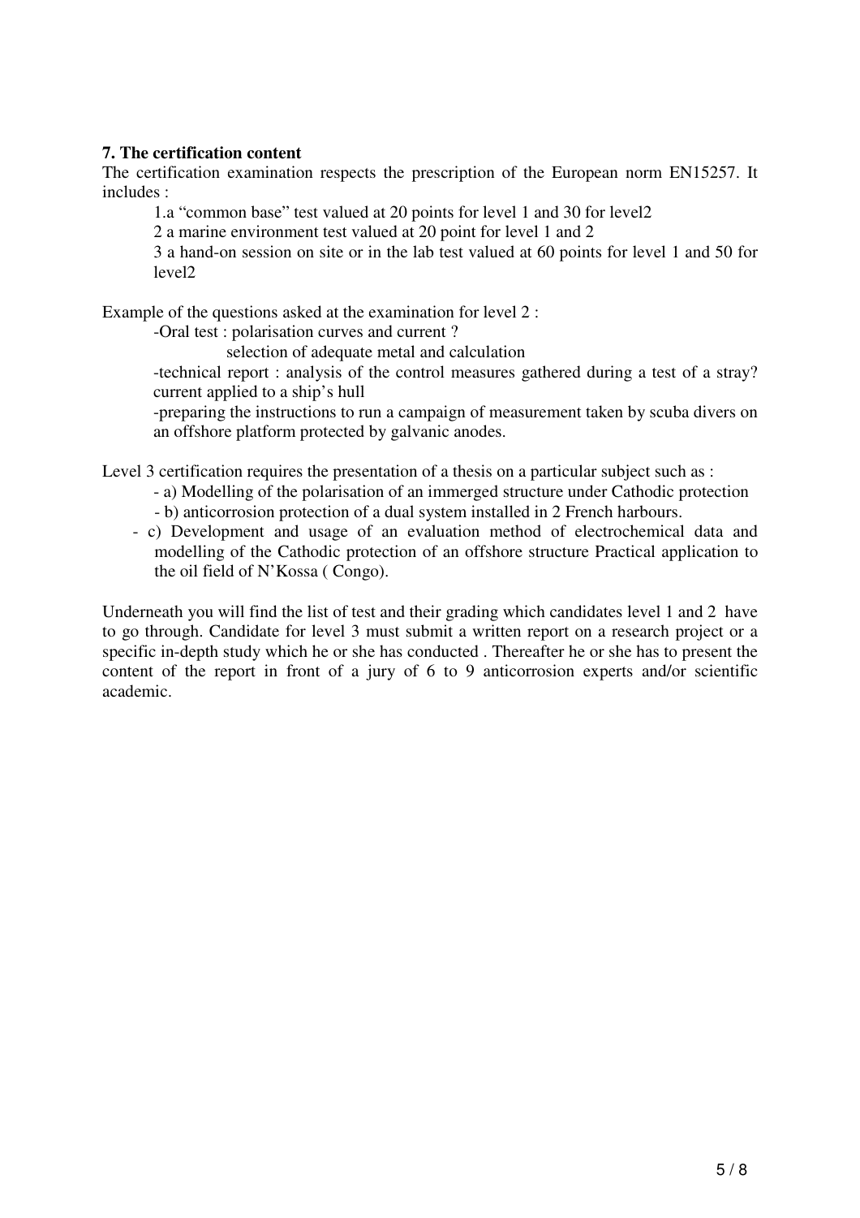**7. The certification content**

The certification examination respects the prescription of the European norm EN15257. It includes :

1.a "common base" test valued at 20 points for level 1 and 30 for level2

2 a marine environment test valued at 20 point for level 1 and 2

3 a hand-on session on site or in the lab test valued at 60 points for level 1 and 50 for level2

Example of the questions asked at the examination for level 2 :

-Oral test : polarisation curves and current ?

selection of adequate metal and calculation

-technical report : analysis of the control measures gathered during a test of a stray? current applied to a ship's hull

-preparing the instructions to run a campaign of measurement taken by scuba divers on an offshore platform protected by galvanic anodes.

Level 3 certification requires the presentation of a thesis on a particular subject such as :

- a) Modelling of the polarisation of an immerged structure under Cathodic protection
- b) anticorrosion protection of a dual system installed in 2 French harbours.
- c) Development and usage of an evaluation method of electrochemical data and modelling of the Cathodic protection of an offshore structure Practical application to the oil field of N'Kossa ( Congo).

Underneath you will find the list of test and their grading which candidates level 1 and 2 have to go through. Candidate for level 3 must submit a written report on a research project or a specific in-depth study which he or she has conducted . Thereafter he or she has to present the content of the report in front of a jury of 6 to 9 anticorrosion experts and/or scientific academic.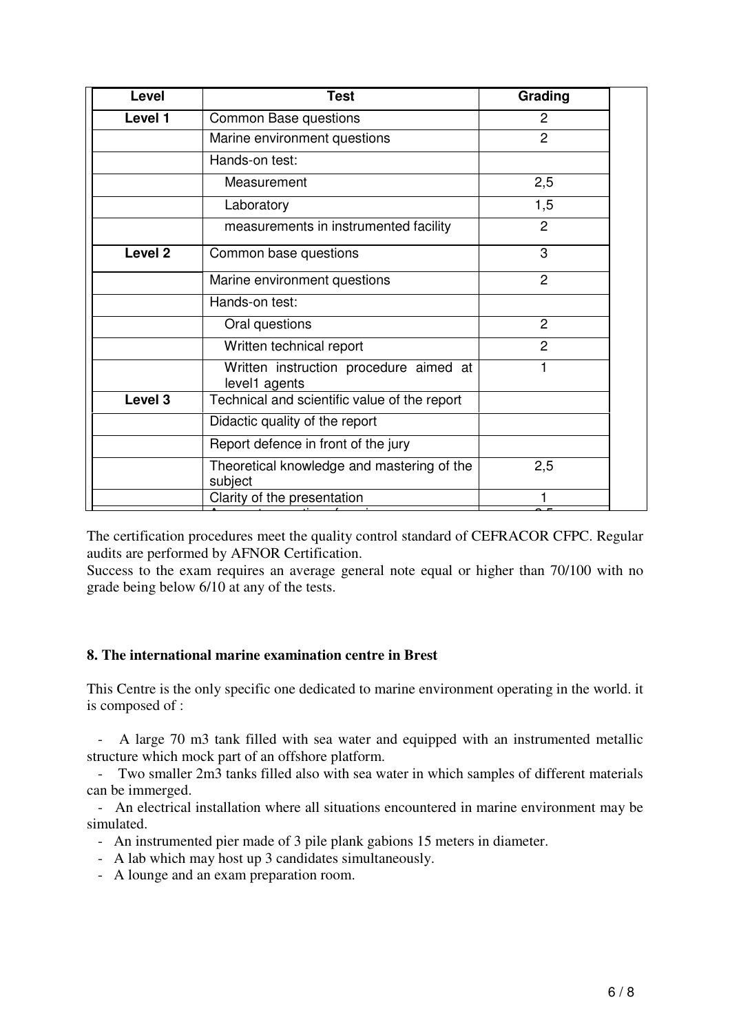| Level | Test | Grading |
|---|---|---|
| **Level 1** | Common Base questions | 2 |
| | Marine environment questions | 2 |
| | Hands-on test: | |
| | Measurement | 2,5 |
| | Laboratory | 1,5 |
| | measurements in instrumented facility | 2 |
| **Level 2** | Common base questions | 3 |
| | Marine environment questions | 2 |
| | Hands-on test: | |
| | Oral questions | 2 |
| | Written technical report | 2 |
| | Written instruction procedure aimed at level1 agents | 1 |
| **Level 3** | Technical and scientific value of the report | |
| | Didactic quality of the report | |
| | Report defence in front of the jury | |
| | Theoretical knowledge and mastering of the subject | 2,5 |
| | Clarity of the presentation | 1 |

The certification procedures meet the quality control standard of CEFRACOR CFPC. Regular audits are performed by AFNOR Certification.

Success to the exam requires an average general note equal or higher than 70/100 with no grade being below 6/10 at any of the tests.

**8. The international marine examination centre in Brest**

This Centre is the only specific one dedicated to marine environment operating in the world. it is composed of :

- A large 70 m3 tank filled with sea water and equipped with an instrumented metallic structure which mock part of an offshore platform.
- Two smaller 2m3 tanks filled also with sea water in which samples of different materials can be immerged.
- An electrical installation where all situations encountered in marine environment may be simulated.
- An instrumented pier made of 3 pile plank gabions 15 meters in diameter.
- A lab which may host up 3 candidates simultaneously.
- A lounge and an exam preparation room.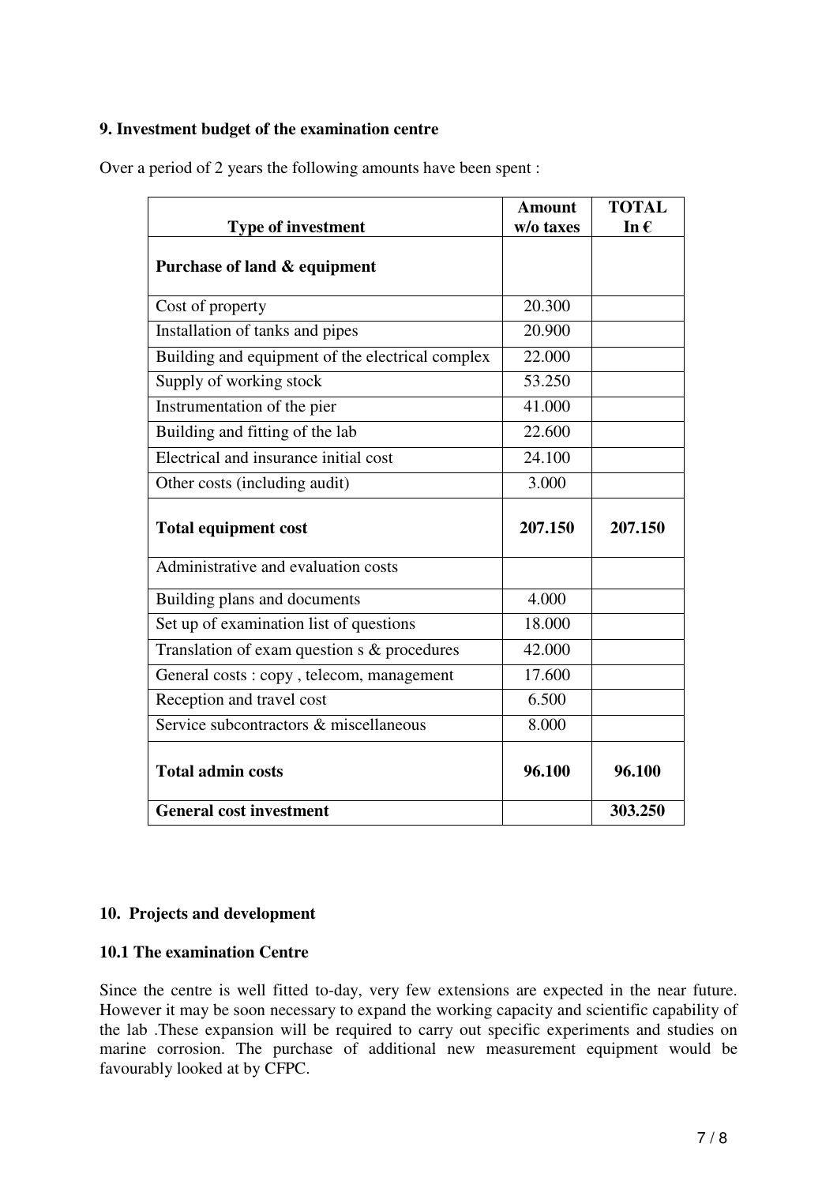## 9. Investment budget of the examination centre

Over a period of 2 years the following amounts have been spent :

| Type of investment | Amount w/o taxes | TOTAL In € |
|---|---|---|
| **Purchase of land & equipment** | | |
| Cost of property | 20.300 | |
| Installation of tanks and pipes | 20.900 | |
| Building and equipment of the electrical complex | 22.000 | |
| Supply of working stock | 53.250 | |
| Instrumentation of the pier | 41.000 | |
| Building and fitting of the lab | 22.600 | |
| Electrical and insurance initial cost | 24.100 | |
| Other costs (including audit) | 3.000 | |
| **Total equipment cost** | **207.150** | **207.150** |
| Administrative and evaluation costs | | |
| Building plans and documents | 4.000 | |
| Set up of examination list of questions | 18.000 | |
| Translation of exam question s & procedures | 42.000 | |
| General costs : copy , telecom, management | 17.600 | |
| Reception and travel cost | 6.500 | |
| Service subcontractors & miscellaneous | 8.000 | |
| **Total admin costs** | **96.100** | **96.100** |
| **General cost investment** | | **303.250** |

## 10. Projects and development

### 10.1 The examination Centre

Since the centre is well fitted to-day, very few extensions are expected in the near future. However it may be soon necessary to expand the working capacity and scientific capability of the lab .These expansion will be required to carry out specific experiments and studies on marine corrosion. The purchase of additional new measurement equipment would be favourably looked at by CFPC.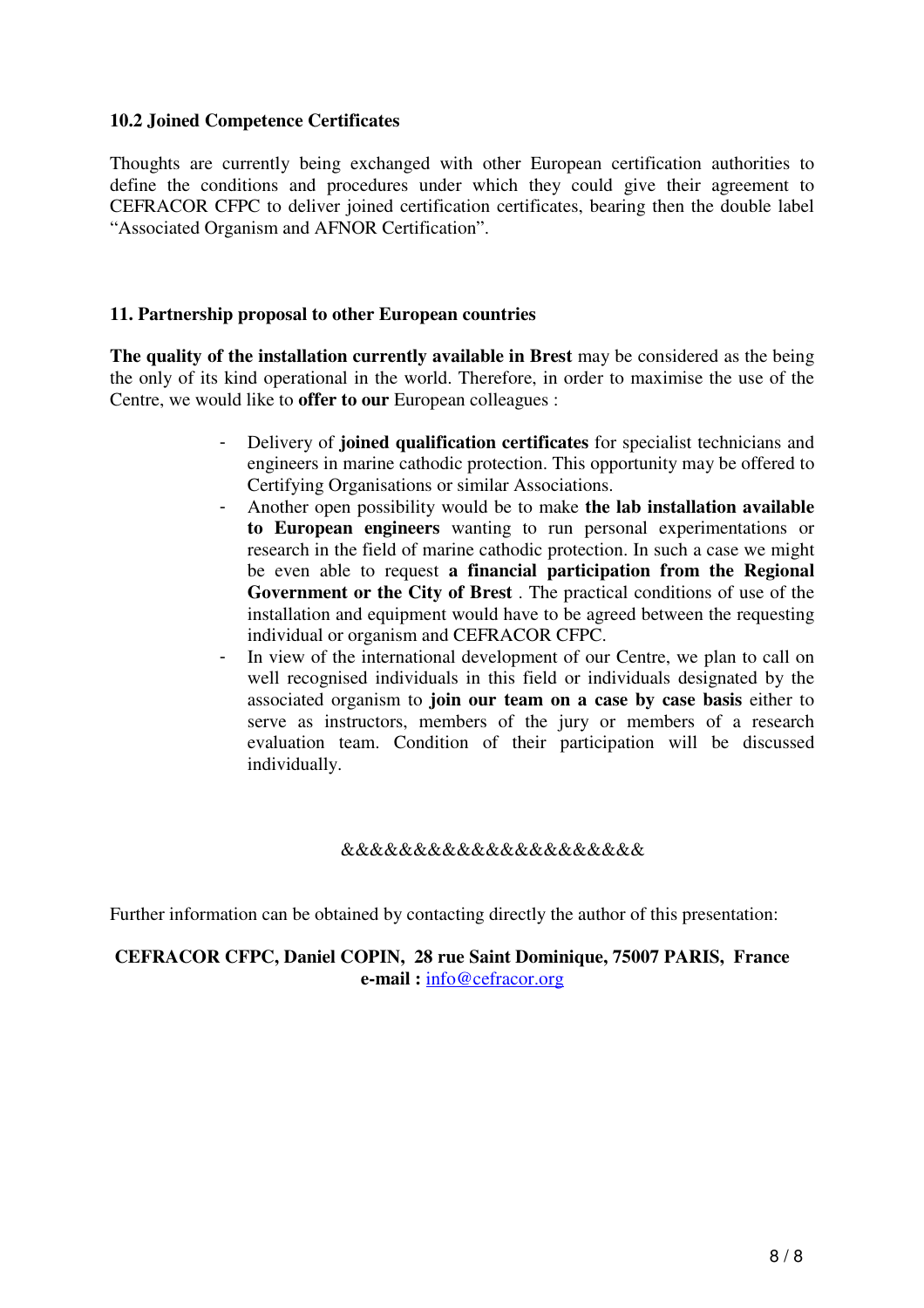### 10.2 Joined Competence Certificates

Thoughts are currently being exchanged with other European certification authorities to define the conditions and procedures under which they could give their agreement to CEFRACOR CFPC to deliver joined certification certificates, bearing then the double label “Associated Organism and AFNOR Certification”.

## 11. Partnership proposal to other European countries

**The quality of the installation currently available in Brest** may be considered as the being the only of its kind operational in the world. Therefore, in order to maximise the use of the Centre, we would like to **offer to our** European colleagues :

- Delivery of **joined qualification certificates** for specialist technicians and engineers in marine cathodic protection. This opportunity may be offered to Certifying Organisations or similar Associations.
- Another open possibility would be to make **the lab installation available to European engineers** wanting to run personal experimentations or research in the field of marine cathodic protection. In such a case we might be even able to request **a financial participation from the Regional Government or the City of Brest** . The practical conditions of use of the installation and equipment would have to be agreed between the requesting individual or organism and CEFRACOR CFPC.
- In view of the international development of our Centre, we plan to call on well recognised individuals in this field or individuals designated by the associated organism to **join our team on a case by case basis** either to serve as instructors, members of the jury or members of a research evaluation team. Condition of their participation will be discussed individually.

&&&&&&&&&&&&&&&&&&&&&

Further information can be obtained by contacting directly the author of this presentation:

**CEFRACOR CFPC, Daniel COPIN, 28 rue Saint Dominique, 75007 PARIS, France**
**e-mail :** info@cefracor.org